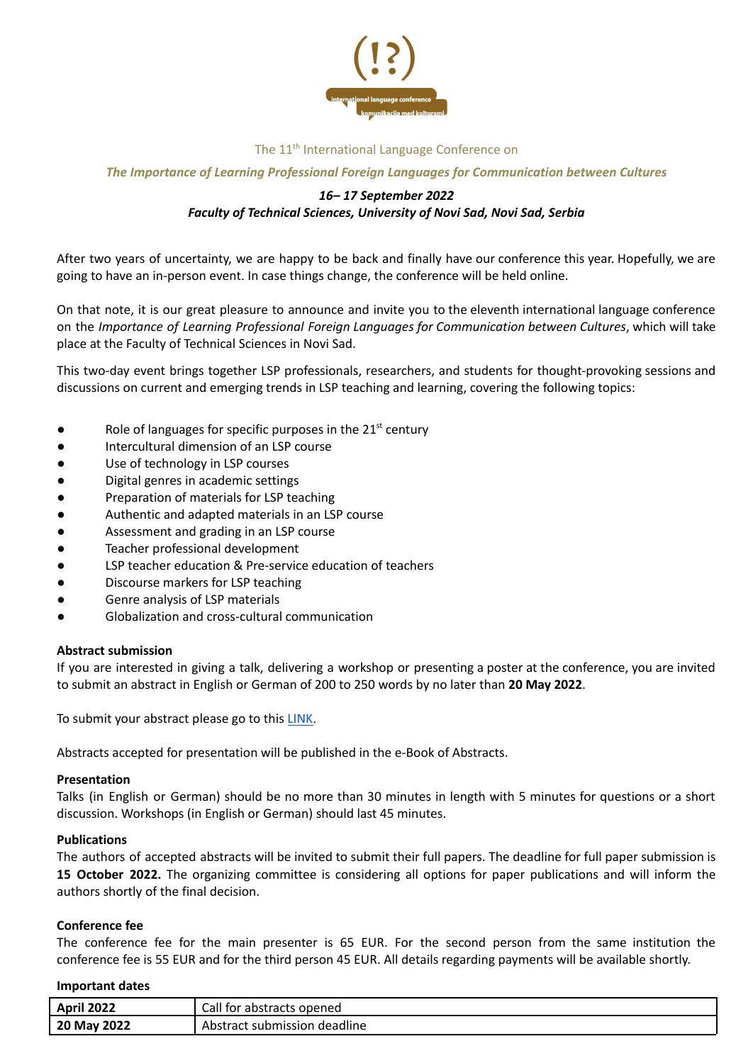(!?)

international language conference

komunikacija med kulturami

The 11th International Language Conference on

***The Importance of Learning Professional Foreign Languages for Communication between Cultures***

***16– 17 September 2022***
***Faculty of Technical Sciences, University of Novi Sad, Novi Sad, Serbia***

After two years of uncertainty, we are happy to be back and finally have our conference this year. Hopefully, we are going to have an in-person event. In case things change, the conference will be held online.

On that note, it is our great pleasure to announce and invite you to the eleventh international language conference on the *Importance of Learning Professional Foreign Languages for Communication between Cultures*, which will take place at the Faculty of Technical Sciences in Novi Sad.

This two-day event brings together LSP professionals, researchers, and students for thought-provoking sessions and discussions on current and emerging trends in LSP teaching and learning, covering the following topics:

- Role of languages for specific purposes in the 21st century
- Intercultural dimension of an LSP course
- Use of technology in LSP courses
- Digital genres in academic settings
- Preparation of materials for LSP teaching
- Authentic and adapted materials in an LSP course
- Assessment and grading in an LSP course
- Teacher professional development
- LSP teacher education & Pre-service education of teachers
- Discourse markers for LSP teaching
- Genre analysis of LSP materials
- Globalization and cross-cultural communication

**Abstract submission**

If you are interested in giving a talk, delivering a workshop or presenting a poster at the conference, you are invited to submit an abstract in English or German of 200 to 250 words by no later than **20 May 2022**.

To submit your abstract please go to this LINK.

Abstracts accepted for presentation will be published in the e-Book of Abstracts.

**Presentation**

Talks (in English or German) should be no more than 30 minutes in length with 5 minutes for questions or a short discussion. Workshops (in English or German) should last 45 minutes.

**Publications**

The authors of accepted abstracts will be invited to submit their full papers. The deadline for full paper submission is **15 October 2022.** The organizing committee is considering all options for paper publications and will inform the authors shortly of the final decision.

**Conference fee**

The conference fee for the main presenter is 65 EUR. For the second person from the same institution the conference fee is 55 EUR and for the third person 45 EUR. All details regarding payments will be available shortly.

**Important dates**

| **April 2022** | Call for abstracts opened |
|---|---|
| **20 May 2022** | Abstract submission deadline |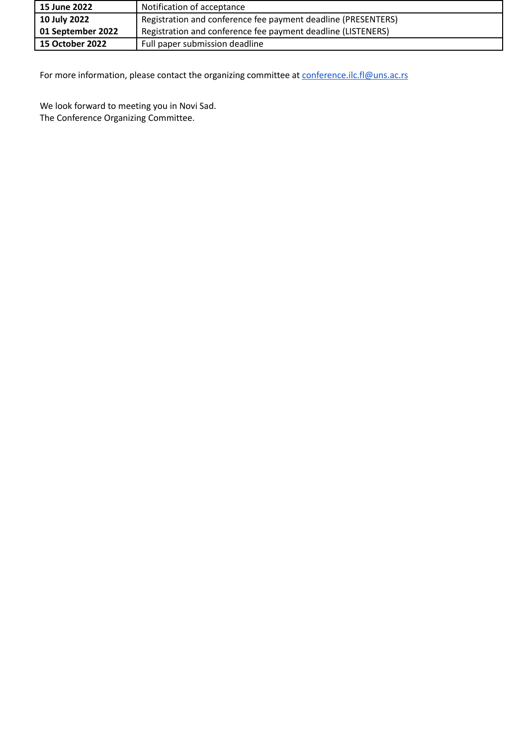| | |
|---|---|
| **15 June 2022** | Notification of acceptance |
| **10 July 2022** | Registration and conference fee payment deadline (PRESENTERS) |
| **01 September 2022** | Registration and conference fee payment deadline (LISTENERS) |
| **15 October 2022** | Full paper submission deadline |

For more information, please contact the organizing committee at conference.ilc.fl@uns.ac.rs

We look forward to meeting you in Novi Sad.
The Conference Organizing Committee.